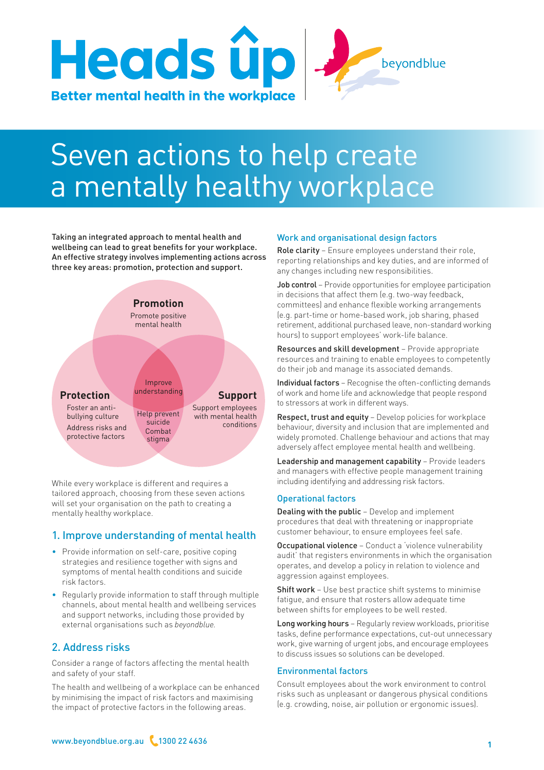# Heads up

**Better mental health in the workplace**

beyondblue

# Seven actions to help create a mentally healthy workplace

Taking an integrated approach to mental health and wellbeing can lead to great benefits for your workplace. An effective strategy involves implementing actions across three key areas: promotion, protection and support.

**Promotion**
Promote positive mental health

**Protection**
Foster an anti-bullying culture
Address risks and protective factors

**Support**
Support employees with mental health conditions

Improve understanding
Help prevent suicide
Combat stigma

While every workplace is different and requires a tailored approach, choosing from these seven actions will set your organisation on the path to creating a mentally healthy workplace.

## 1. Improve understanding of mental health

- Provide information on self-care, positive coping strategies and resilience together with signs and symptoms of mental health conditions and suicide risk factors.
- Regularly provide information to staff through multiple channels, about mental health and wellbeing services and support networks, including those provided by external organisations such as *beyondblue*.

## 2. Address risks

Consider a range of factors affecting the mental health and safety of your staff.

The health and wellbeing of a workplace can be enhanced by minimising the impact of risk factors and maximising the impact of protective factors in the following areas.

### Work and organisational design factors

**Role clarity** – Ensure employees understand their role, reporting relationships and key duties, and are informed of any changes including new responsibilities.

**Job control** – Provide opportunities for employee participation in decisions that affect them (e.g. two-way feedback, committees) and enhance flexible working arrangements (e.g. part-time or home-based work, job sharing, phased retirement, additional purchased leave, non-standard working hours) to support employees' work-life balance.

**Resources and skill development** – Provide appropriate resources and training to enable employees to competently do their job and manage its associated demands.

**Individual factors** – Recognise the often-conflicting demands of work and home life and acknowledge that people respond to stressors at work in different ways.

**Respect, trust and equity** – Develop policies for workplace behaviour, diversity and inclusion that are implemented and widely promoted. Challenge behaviour and actions that may adversely affect employee mental health and wellbeing.

**Leadership and management capability** – Provide leaders and managers with effective people management training including identifying and addressing risk factors.

### Operational factors

**Dealing with the public** – Develop and implement procedures that deal with threatening or inappropriate customer behaviour, to ensure employees feel safe.

**Occupational violence** – Conduct a 'violence vulnerability audit' that registers environments in which the organisation operates, and develop a policy in relation to violence and aggression against employees.

**Shift work** – Use best practice shift systems to minimise fatigue, and ensure that rosters allow adequate time between shifts for employees to be well rested.

**Long working hours** – Regularly review workloads, prioritise tasks, define performance expectations, cut-out unnecessary work, give warning of urgent jobs, and encourage employees to discuss issues so solutions can be developed.

### Environmental factors

Consult employees about the work environment to control risks such as unpleasant or dangerous physical conditions (e.g. crowding, noise, air pollution or ergonomic issues).

www.beyondblue.org.au 1300 22 4636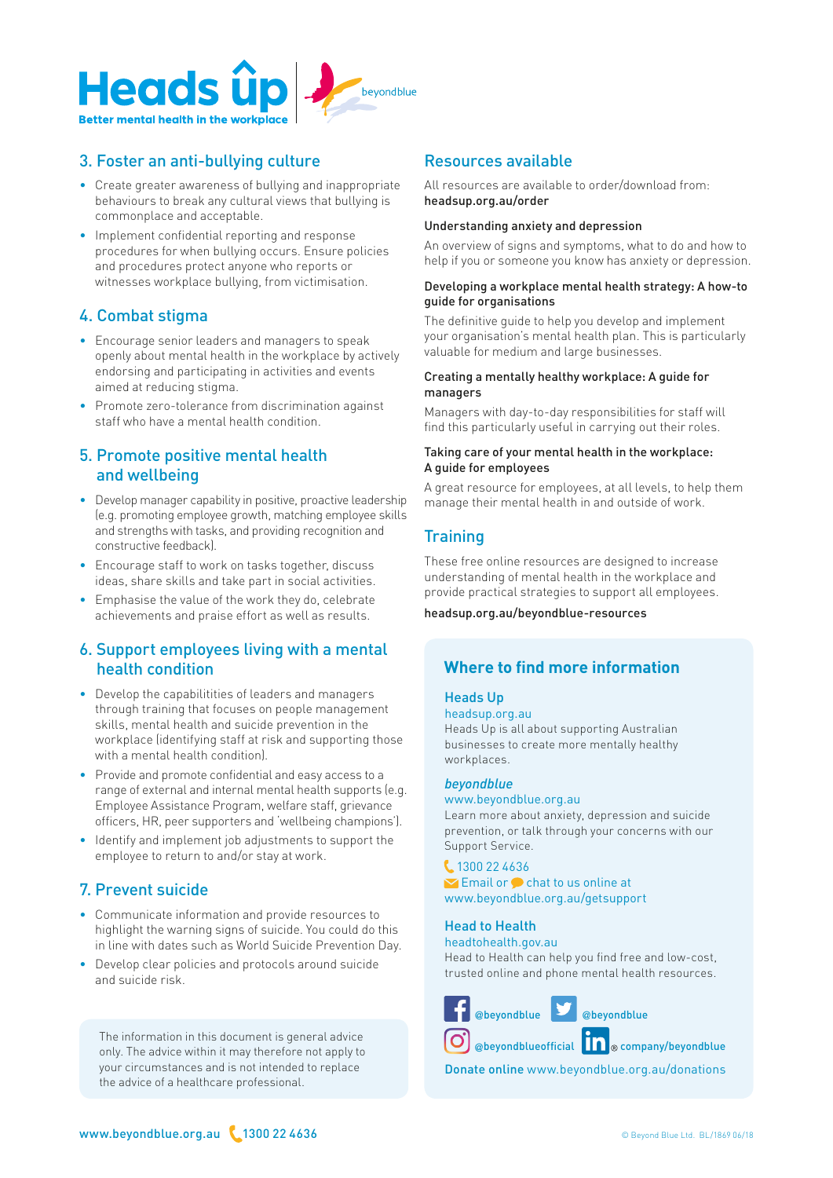Heads up | beyondblue

Better mental health in the workplace

## 3. Foster an anti-bullying culture

- Create greater awareness of bullying and inappropriate behaviours to break any cultural views that bullying is commonplace and acceptable.
- Implement confidential reporting and response procedures for when bullying occurs. Ensure policies and procedures protect anyone who reports or witnesses workplace bullying, from victimisation.

## 4. Combat stigma

- Encourage senior leaders and managers to speak openly about mental health in the workplace by actively endorsing and participating in activities and events aimed at reducing stigma.
- Promote zero-tolerance from discrimination against staff who have a mental health condition.

## 5. Promote positive mental health and wellbeing

- Develop manager capability in positive, proactive leadership (e.g. promoting employee growth, matching employee skills and strengths with tasks, and providing recognition and constructive feedback).
- Encourage staff to work on tasks together, discuss ideas, share skills and take part in social activities.
- Emphasise the value of the work they do, celebrate achievements and praise effort as well as results.

## 6. Support employees living with a mental health condition

- Develop the capabilitities of leaders and managers through training that focuses on people management skills, mental health and suicide prevention in the workplace (identifying staff at risk and supporting those with a mental health condition).
- Provide and promote confidential and easy access to a range of external and internal mental health supports (e.g. Employee Assistance Program, welfare staff, grievance officers, HR, peer supporters and 'wellbeing champions').
- Identify and implement job adjustments to support the employee to return to and/or stay at work.

## 7. Prevent suicide

- Communicate information and provide resources to highlight the warning signs of suicide. You could do this in line with dates such as World Suicide Prevention Day.
- Develop clear policies and protocols around suicide and suicide risk.

The information in this document is general advice only. The advice within it may therefore not apply to your circumstances and is not intended to replace the advice of a healthcare professional.

## Resources available

All resources are available to order/download from: **headsup.org.au/order**

### Understanding anxiety and depression

An overview of signs and symptoms, what to do and how to help if you or someone you know has anxiety or depression.

### Developing a workplace mental health strategy: A how-to guide for organisations

The definitive guide to help you develop and implement your organisation's mental health plan. This is particularly valuable for medium and large businesses.

### Creating a mentally healthy workplace: A guide for managers

Managers with day-to-day responsibilities for staff will find this particularly useful in carrying out their roles.

### Taking care of your mental health in the workplace: A guide for employees

A great resource for employees, at all levels, to help them manage their mental health in and outside of work.

## Training

These free online resources are designed to increase understanding of mental health in the workplace and provide practical strategies to support all employees.

**headsup.org.au/beyondblue-resources**

## Where to find more information

### Heads Up

headsup.org.au

Heads Up is all about supporting Australian businesses to create more mentally healthy workplaces.

### *beyondblue*

www.beyondblue.org.au

Learn more about anxiety, depression and suicide prevention, or talk through your concerns with our Support Service.

1300 22 4636

Email or chat to us online at www.beyondblue.org.au/getsupport

### Head to Health

headtohealth.gov.au

Head to Health can help you find free and low-cost, trusted online and phone mental health resources.

@beyondblue @beyondblue

@beyondblueofficial company/beyondblue

**Donate online** www.beyondblue.org.au/donations

www.beyondblue.org.au 1300 22 4636

© Beyond Blue Ltd. BL/1869 06/18